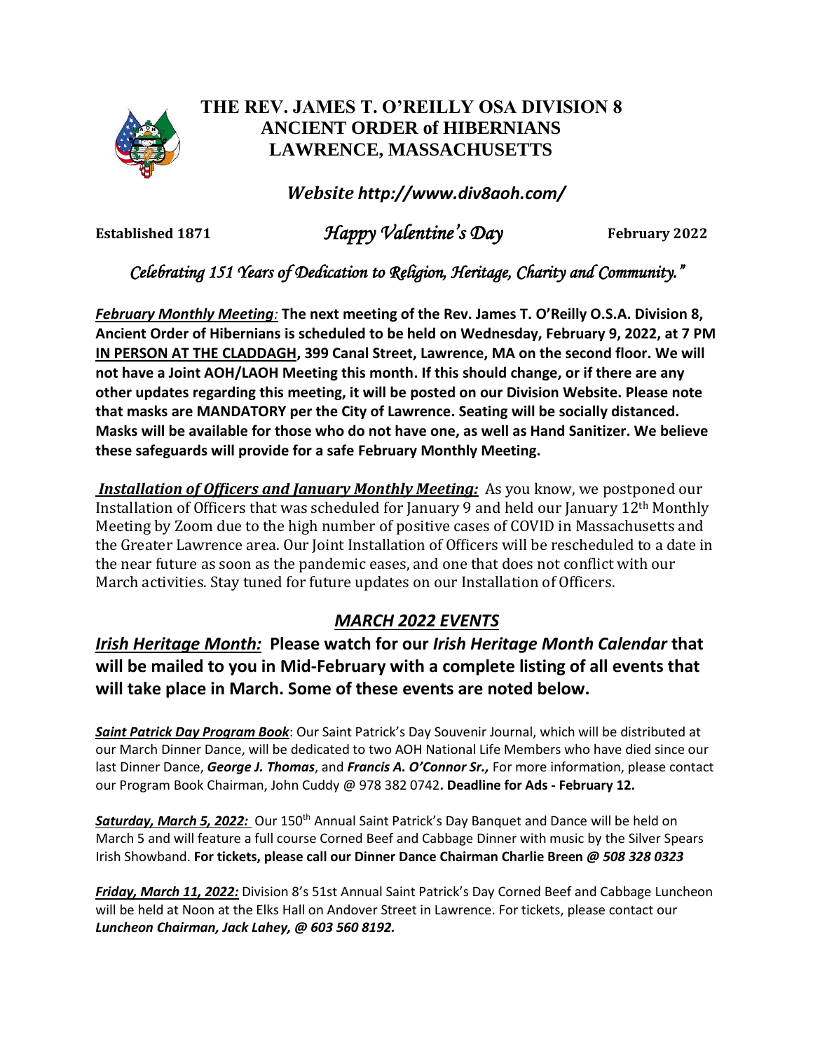# THE REV. JAMES T. O'REILLY OSA DIVISION 8
# ANCIENT ORDER of HIBERNIANS
# LAWRENCE, MASSACHUSETTS

***Website http://www.div8aoh.com/***

**Established 1871** *Happy Valentine's Day* **February 2022**

*Celebrating 151 Years of Dedication to Religion, Heritage, Charity and Community."*

***February Monthly Meeting:*** **The next meeting of the Rev. James T. O'Reilly O.S.A. Division 8, Ancient Order of Hibernians is scheduled to be held on Wednesday, February 9, 2022, at 7 PM IN PERSON AT THE CLADDAGH, 399 Canal Street, Lawrence, MA on the second floor. We will not have a Joint AOH/LAOH Meeting this month. If this should change, or if there are any other updates regarding this meeting, it will be posted on our Division Website. Please note that masks are MANDATORY per the City of Lawrence. Seating will be socially distanced. Masks will be available for those who do not have one, as well as Hand Sanitizer. We believe these safeguards will provide for a safe February Monthly Meeting.**

***Installation of Officers and January Monthly Meeting:*** As you know, we postponed our Installation of Officers that was scheduled for January 9 and held our January 12th Monthly Meeting by Zoom due to the high number of positive cases of COVID in Massachusetts and the Greater Lawrence area. Our Joint Installation of Officers will be rescheduled to a date in the near future as soon as the pandemic eases, and one that does not conflict with our March activities. Stay tuned for future updates on our Installation of Officers.

## *MARCH 2022 EVENTS*

***Irish Heritage Month:*** **Please watch for our *Irish Heritage Month Calendar* that will be mailed to you in Mid-February with a complete listing of all events that will take place in March. Some of these events are noted below.**

***Saint Patrick Day Program Book***: Our Saint Patrick's Day Souvenir Journal, which will be distributed at our March Dinner Dance, will be dedicated to two AOH National Life Members who have died since our last Dinner Dance, ***George J. Thomas***, and ***Francis A. O'Connor Sr.,*** For more information, please contact our Program Book Chairman, John Cuddy @ 978 382 0742**. Deadline for Ads - February 12.**

***Saturday, March 5, 2022:*** Our 150th Annual Saint Patrick's Day Banquet and Dance will be held on March 5 and will feature a full course Corned Beef and Cabbage Dinner with music by the Silver Spears Irish Showband. **For tickets, please call our Dinner Dance Chairman Charlie Breen *@ 508 328 0323***

***Friday, March 11, 2022:*** Division 8's 51st Annual Saint Patrick's Day Corned Beef and Cabbage Luncheon will be held at Noon at the Elks Hall on Andover Street in Lawrence. For tickets, please contact our ***Luncheon Chairman, Jack Lahey, @ 603 560 8192.***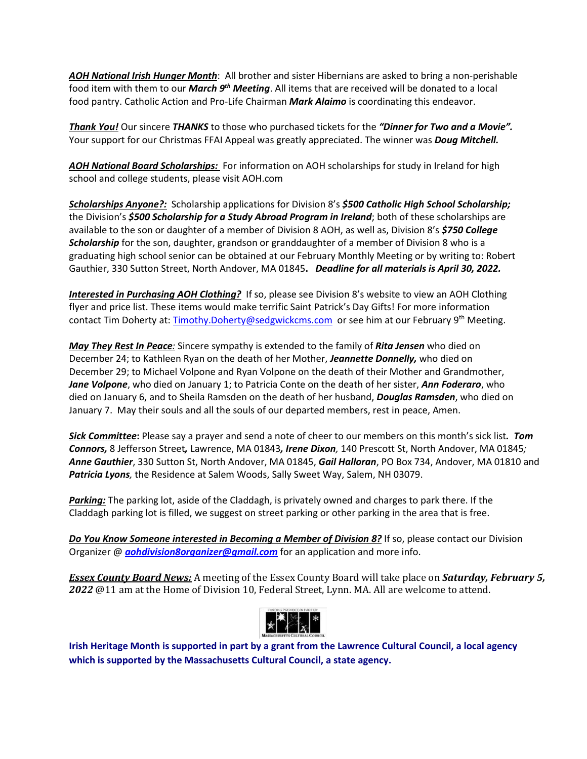***AOH National Irish Hunger Month***: All brother and sister Hibernians are asked to bring a non-perishable food item with them to our ***March 9th Meeting***. All items that are received will be donated to a local food pantry. Catholic Action and Pro-Life Chairman ***Mark Alaimo*** is coordinating this endeavor.

***Thank You!*** Our sincere ***THANKS*** to those who purchased tickets for the ***"Dinner for Two and a Movie".*** Your support for our Christmas FFAI Appeal was greatly appreciated. The winner was ***Doug Mitchell.***

***AOH National Board Scholarships:*** For information on AOH scholarships for study in Ireland for high school and college students, please visit AOH.com

***Scholarships Anyone?:*** Scholarship applications for Division 8's ***$500 Catholic High School Scholarship;*** the Division's ***$500 Scholarship for a Study Abroad Program in Ireland***; both of these scholarships are available to the son or daughter of a member of Division 8 AOH, as well as, Division 8's ***$750 College Scholarship*** for the son, daughter, grandson or granddaughter of a member of Division 8 who is a graduating high school senior can be obtained at our February Monthly Meeting or by writing to: Robert Gauthier, 330 Sutton Street, North Andover, MA 01845**.** ***Deadline for all materials is April 30, 2022.***

***Interested in Purchasing AOH Clothing?*** If so, please see Division 8's website to view an AOH Clothing flyer and price list. These items would make terrific Saint Patrick's Day Gifts! For more information contact Tim Doherty at: Timothy.Doherty@sedgwickcms.com or see him at our February 9th Meeting.

***May They Rest In Peace****:* Sincere sympathy is extended to the family of ***Rita Jensen*** who died on December 24; to Kathleen Ryan on the death of her Mother, ***Jeannette Donnelly,*** who died on December 29; to Michael Volpone and Ryan Volpone on the death of their Mother and Grandmother, ***Jane Volpone***, who died on January 1; to Patricia Conte on the death of her sister, ***Ann Foderaro***, who died on January 6, and to Sheila Ramsden on the death of her husband, ***Douglas Ramsden***, who died on January 7. May their souls and all the souls of our departed members, rest in peace, Amen.

***Sick Committee*****:** Please say a prayer and send a note of cheer to our members on this month's sick list***. Tom Connors,*** 8 Jefferson Street*,* Lawrence, MA 01843***, Irene Dixon****,* 140 Prescott St, North Andover, MA 01845*;* ***Anne Gauthier***, 330 Sutton St, North Andover, MA 01845, ***Gail Halloran***, PO Box 734, Andover, MA 01810 and ***Patricia Lyons****,* the Residence at Salem Woods, Sally Sweet Way, Salem, NH 03079.

***Parking:*** The parking lot, aside of the Claddagh, is privately owned and charges to park there. If the Claddagh parking lot is filled, we suggest on street parking or other parking in the area that is free.

***Do You Know Someone interested in Becoming a Member of Division 8?*** If so, please contact our Division Organizer @ ***aohdivision8organizer@gmail.com*** for an application and more info.

***Essex County Board News:*** A meeting of the Essex County Board will take place on ***Saturday, February 5, 2022*** @11 am at the Home of Division 10, Federal Street, Lynn. MA. All are welcome to attend.

FUNDING PROVIDED IN PART BY MASSACHUSETTS CULTURAL COUNCIL

**Irish Heritage Month is supported in part by a grant from the Lawrence Cultural Council, a local agency which is supported by the Massachusetts Cultural Council, a state agency.**